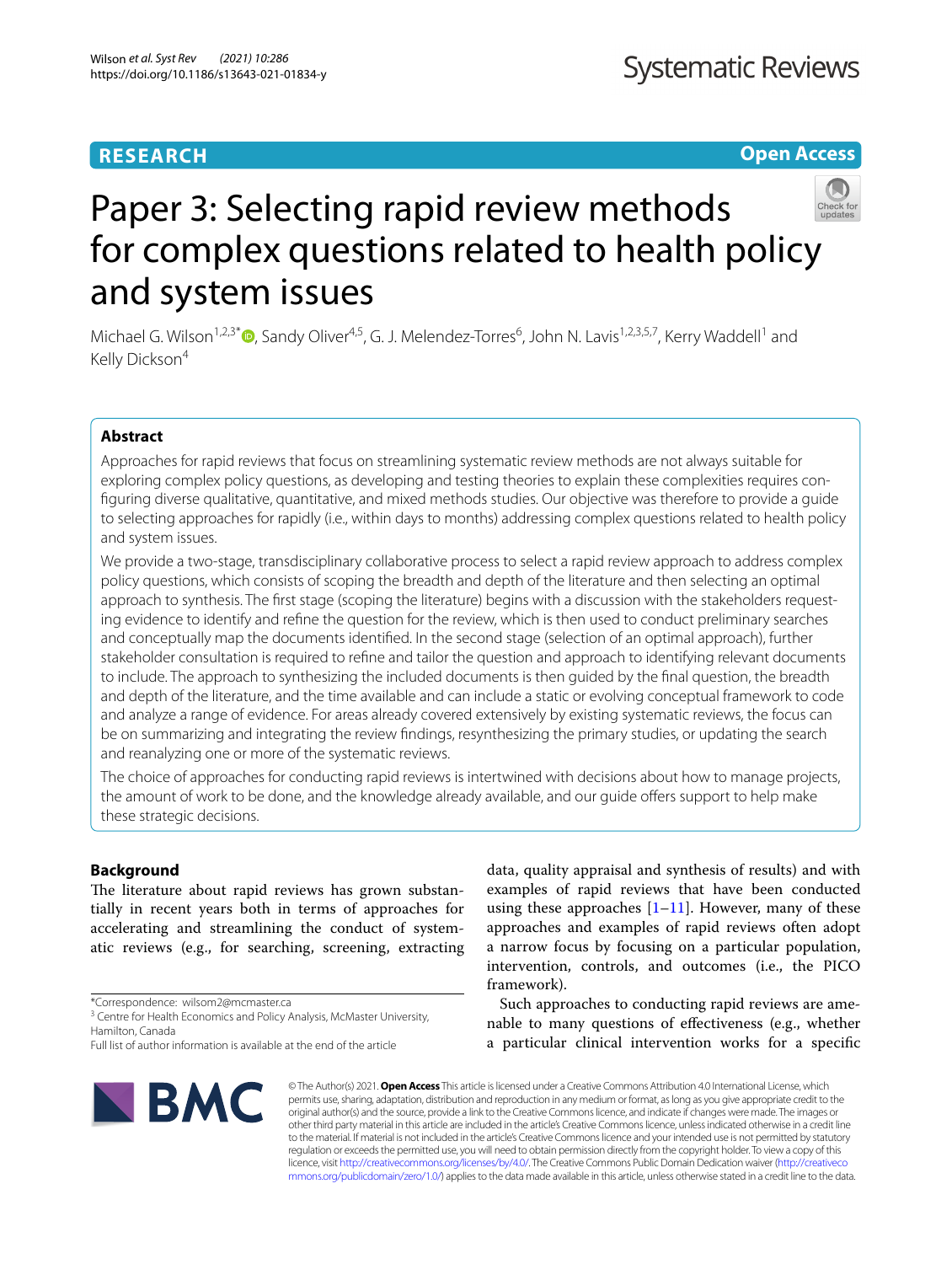# Paper 3: Selecting rapid review methods for complex questions related to health policy and system issues

Michael G. Wilson[1,2,3*], Sandy Oliver[4,5], G. J. Melendez-Torres[6], John N. Lavis[1,2,3,5,7], Kerry Waddell[1] and Kelly Dickson[4]

## Abstract

Approaches for rapid reviews that focus on streamlining systematic review methods are not always suitable for exploring complex policy questions, as developing and testing theories to explain these complexities requires configuring diverse qualitative, quantitative, and mixed methods studies. Our objective was therefore to provide a guide to selecting approaches for rapidly (i.e., within days to months) addressing complex questions related to health policy and system issues.

We provide a two-stage, transdisciplinary collaborative process to select a rapid review approach to address complex policy questions, which consists of scoping the breadth and depth of the literature and then selecting an optimal approach to synthesis. The first stage (scoping the literature) begins with a discussion with the stakeholders requesting evidence to identify and refine the question for the review, which is then used to conduct preliminary searches and conceptually map the documents identified. In the second stage (selection of an optimal approach), further stakeholder consultation is required to refine and tailor the question and approach to identifying relevant documents to include. The approach to synthesizing the included documents is then guided by the final question, the breadth and depth of the literature, and the time available and can include a static or evolving conceptual framework to code and analyze a range of evidence. For areas already covered extensively by existing systematic reviews, the focus can be on summarizing and integrating the review findings, resynthesizing the primary studies, or updating the search and reanalyzing one or more of the systematic reviews.

The choice of approaches for conducting rapid reviews is intertwined with decisions about how to manage projects, the amount of work to be done, and the knowledge already available, and our guide offers support to help make these strategic decisions.

## Background

The literature about rapid reviews has grown substantially in recent years both in terms of approaches for accelerating and streamlining the conduct of systematic reviews (e.g., for searching, screening, extracting data, quality appraisal and synthesis of results) and with examples of rapid reviews that have been conducted using these approaches [1–11]. However, many of these approaches and examples of rapid reviews often adopt a narrow focus by focusing on a particular population, intervention, controls, and outcomes (i.e., the PICO framework).

Such approaches to conducting rapid reviews are amenable to many questions of effectiveness (e.g., whether a particular clinical intervention works for a specific

*Correspondence: wilsom2@mcmaster.ca
[3] Centre for Health Economics and Policy Analysis, McMaster University, Hamilton, Canada
Full list of author information is available at the end of the article

© The Author(s) 2021. **Open Access** This article is licensed under a Creative Commons Attribution 4.0 International License, which permits use, sharing, adaptation, distribution and reproduction in any medium or format, as long as you give appropriate credit to the original author(s) and the source, provide a link to the Creative Commons licence, and indicate if changes were made. The images or other third party material in this article are included in the article's Creative Commons licence, unless indicated otherwise in a credit line to the material. If material is not included in the article's Creative Commons licence and your intended use is not permitted by statutory regulation or exceeds the permitted use, you will need to obtain permission directly from the copyright holder. To view a copy of this licence, visit http://creativecommons.org/licenses/by/4.0/. The Creative Commons Public Domain Dedication waiver (http://creativecommons.org/publicdomain/zero/1.0/) applies to the data made available in this article, unless otherwise stated in a credit line to the data.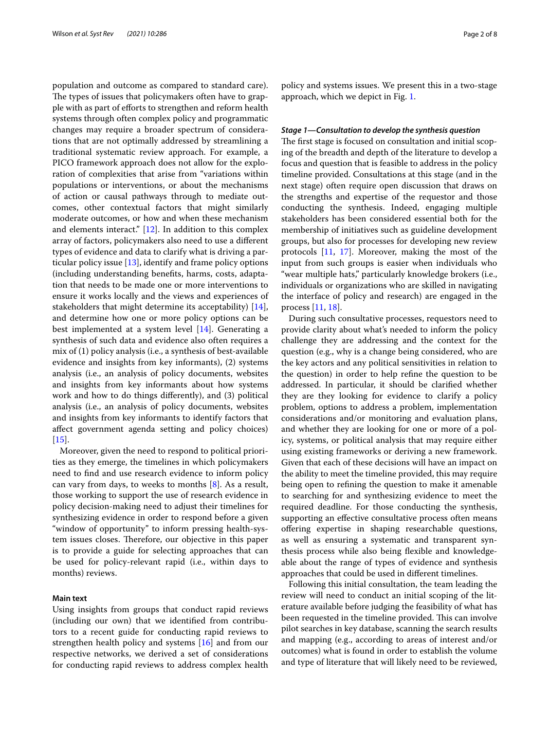population and outcome as compared to standard care). The types of issues that policymakers often have to grapple with as part of efforts to strengthen and reform health systems through often complex policy and programmatic changes may require a broader spectrum of considerations that are not optimally addressed by streamlining a traditional systematic review approach. For example, a PICO framework approach does not allow for the exploration of complexities that arise from "variations within populations or interventions, or about the mechanisms of action or causal pathways through to mediate outcomes, other contextual factors that might similarly moderate outcomes, or how and when these mechanism and elements interact." [12]. In addition to this complex array of factors, policymakers also need to use a different types of evidence and data to clarify what is driving a particular policy issue [13], identify and frame policy options (including understanding benefits, harms, costs, adaptation that needs to be made one or more interventions to ensure it works locally and the views and experiences of stakeholders that might determine its acceptability) [14], and determine how one or more policy options can be best implemented at a system level [14]. Generating a synthesis of such data and evidence also often requires a mix of (1) policy analysis (i.e., a synthesis of best-available evidence and insights from key informants), (2) systems analysis (i.e., an analysis of policy documents, websites and insights from key informants about how systems work and how to do things differently), and (3) political analysis (i.e., an analysis of policy documents, websites and insights from key informants to identify factors that affect government agenda setting and policy choices) [15].

Moreover, given the need to respond to political priorities as they emerge, the timelines in which policymakers need to find and use research evidence to inform policy can vary from days, to weeks to months [8]. As a result, those working to support the use of research evidence in policy decision-making need to adjust their timelines for synthesizing evidence in order to respond before a given "window of opportunity" to inform pressing health-system issues closes. Therefore, our objective in this paper is to provide a guide for selecting approaches that can be used for policy-relevant rapid (i.e., within days to months) reviews.

## Main text

Using insights from groups that conduct rapid reviews (including our own) that we identified from contributors to a recent guide for conducting rapid reviews to strengthen health policy and systems [16] and from our respective networks, we derived a set of considerations for conducting rapid reviews to address complex health policy and systems issues. We present this in a two-stage approach, which we depict in Fig. 1.

### *Stage 1—Consultation to develop the synthesis question*

The first stage is focused on consultation and initial scoping of the breadth and depth of the literature to develop a focus and question that is feasible to address in the policy timeline provided. Consultations at this stage (and in the next stage) often require open discussion that draws on the strengths and expertise of the requestor and those conducting the synthesis. Indeed, engaging multiple stakeholders has been considered essential both for the membership of initiatives such as guideline development groups, but also for processes for developing new review protocols [11, 17]. Moreover, making the most of the input from such groups is easier when individuals who "wear multiple hats," particularly knowledge brokers (i.e., individuals or organizations who are skilled in navigating the interface of policy and research) are engaged in the process [11, 18].

During such consultative processes, requestors need to provide clarity about what's needed to inform the policy challenge they are addressing and the context for the question (e.g., why is a change being considered, who are the key actors and any political sensitivities in relation to the question) in order to help refine the question to be addressed. In particular, it should be clarified whether they are they looking for evidence to clarify a policy problem, options to address a problem, implementation considerations and/or monitoring and evaluation plans, and whether they are looking for one or more of a policy, systems, or political analysis that may require either using existing frameworks or deriving a new framework. Given that each of these decisions will have an impact on the ability to meet the timeline provided, this may require being open to refining the question to make it amenable to searching for and synthesizing evidence to meet the required deadline. For those conducting the synthesis, supporting an effective consultative process often means offering expertise in shaping researchable questions, as well as ensuring a systematic and transparent synthesis process while also being flexible and knowledgeable about the range of types of evidence and synthesis approaches that could be used in different timelines.

Following this initial consultation, the team leading the review will need to conduct an initial scoping of the literature available before judging the feasibility of what has been requested in the timeline provided. This can involve pilot searches in key database, scanning the search results and mapping (e.g., according to areas of interest and/or outcomes) what is found in order to establish the volume and type of literature that will likely need to be reviewed,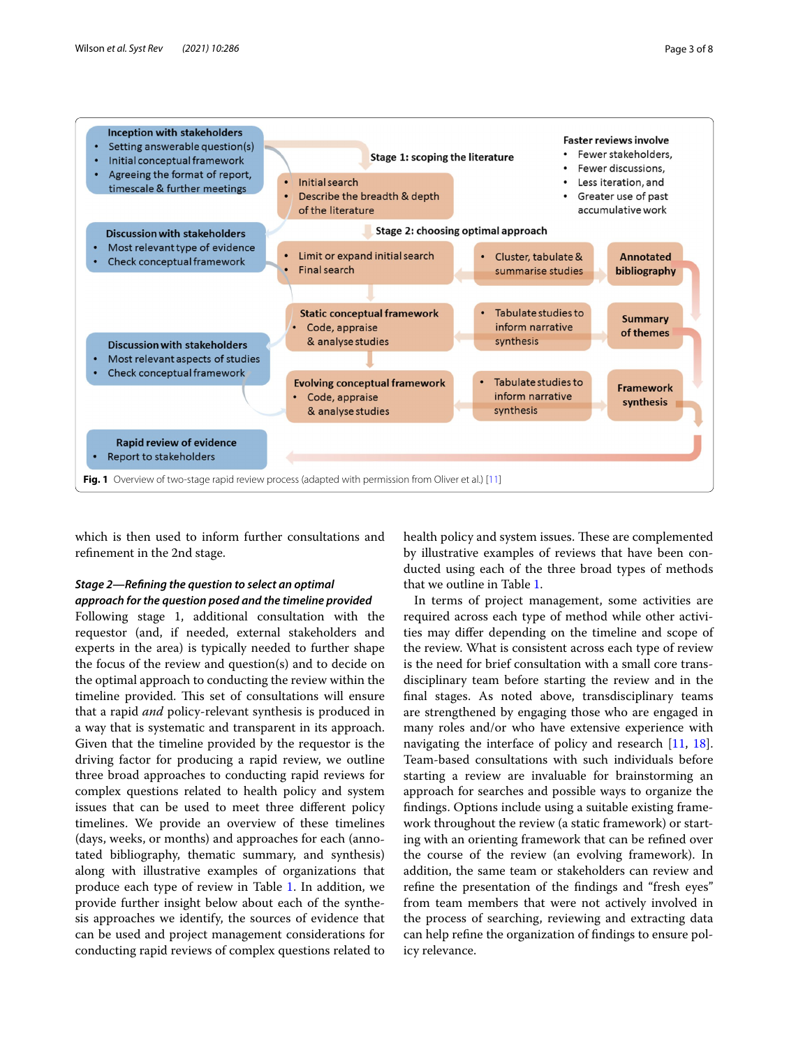**Inception with stakeholders**
- Setting answerable question(s)
- Initial conceptual framework
- Agreeing the format of report, timescale & further meetings

**Stage 1: scoping the literature**
- Initial search
- Describe the breadth & depth of the literature

**Faster reviews involve**
- Fewer stakeholders,
- Fewer discussions,
- Less iteration, and
- Greater use of past accumulative work

**Discussion with stakeholders**
- Most relevant type of evidence
- Check conceptual framework

**Stage 2: choosing optimal approach**
- Limit or expand initial search
- Final search

- Cluster, tabulate & summarise studies

**Annotated bibliography**

**Static conceptual framework**
- Code, appraise & analyse studies

- Tabulate studies to inform narrative synthesis

**Summary of themes**

**Discussion with stakeholders**
- Most relevant aspects of studies
- Check conceptual framework

**Evolving conceptual framework**
- Code, appraise & analyse studies

- Tabulate studies to inform narrative synthesis

**Framework synthesis**

**Rapid review of evidence**
- Report to stakeholders

**Fig. 1** Overview of two-stage rapid review process (adapted with permission from Oliver et al.) [11]

which is then used to inform further consultations and refinement in the 2nd stage.

### *Stage 2—Refining the question to select an optimal approach for the question posed and the timeline provided*

Following stage 1, additional consultation with the requestor (and, if needed, external stakeholders and experts in the area) is typically needed to further shape the focus of the review and question(s) and to decide on the optimal approach to conducting the review within the timeline provided. This set of consultations will ensure that a rapid *and* policy-relevant synthesis is produced in a way that is systematic and transparent in its approach. Given that the timeline provided by the requestor is the driving factor for producing a rapid review, we outline three broad approaches to conducting rapid reviews for complex questions related to health policy and system issues that can be used to meet three different policy timelines. We provide an overview of these timelines (days, weeks, or months) and approaches for each (annotated bibliography, thematic summary, and synthesis) along with illustrative examples of organizations that produce each type of review in Table 1. In addition, we provide further insight below about each of the synthesis approaches we identify, the sources of evidence that can be used and project management considerations for conducting rapid reviews of complex questions related to health policy and system issues. These are complemented by illustrative examples of reviews that have been conducted using each of the three broad types of methods that we outline in Table 1.

In terms of project management, some activities are required across each type of method while other activities may differ depending on the timeline and scope of the review. What is consistent across each type of review is the need for brief consultation with a small core transdisciplinary team before starting the review and in the final stages. As noted above, transdisciplinary teams are strengthened by engaging those who are engaged in many roles and/or who have extensive experience with navigating the interface of policy and research [11, 18]. Team-based consultations with such individuals before starting a review are invaluable for brainstorming an approach for searches and possible ways to organize the findings. Options include using a suitable existing framework throughout the review (a static framework) or starting with an orienting framework that can be refined over the course of the review (an evolving framework). In addition, the same team or stakeholders can review and refine the presentation of the findings and "fresh eyes" from team members that were not actively involved in the process of searching, reviewing and extracting data can help refine the organization of findings to ensure policy relevance.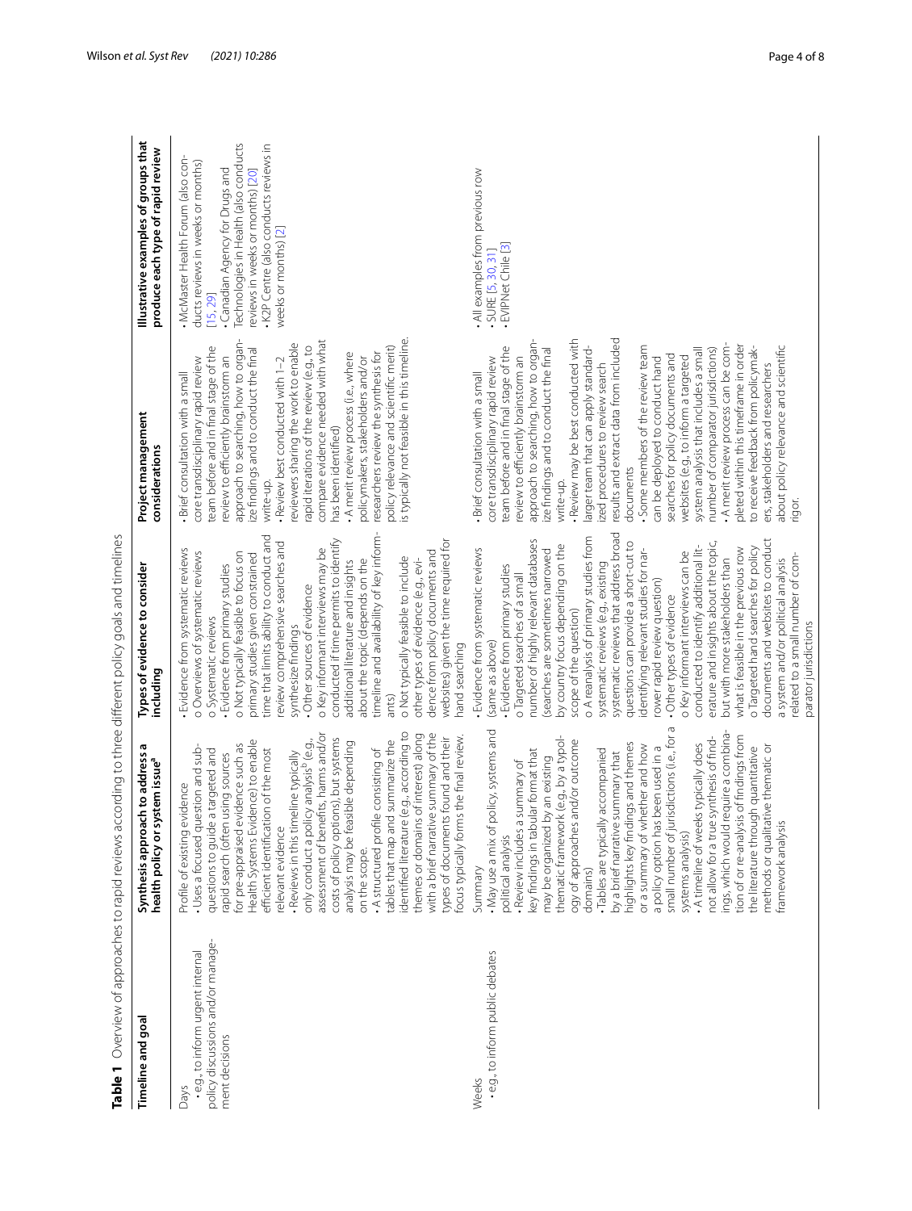**Table 1** Overview of approaches to rapid reviews according to three different policy goals and timelines

| Timeline and goal | Synthesis approach to address a health policy or system issue[a] | Types of evidence to consider including | Project management considerations | Illustrative examples of groups that produce each type of rapid review |
|---|---|---|---|---|
| Days<br>• e.g., to inform urgent internal policy discussions and/or management decisions | Profile of existing evidence<br>• Uses a focused question and sub-questions to guide a targeted and rapid search (often using sources for pre-appraised evidence such as Health Systems Evidence) to enable efficient identification of the most relevant evidence<br>• Reviews in this timeline typically only conduct a policy analysis[b] (e.g., assessment of benefits, harms and/or costs of policy options), but systems analysis may be feasible depending on the scope.<br>• A structured profile consisting of tables that map and summarize the identified literature (e.g., according to themes or domains of interest) along with a brief narrative summary of the types of documents found and their focus typically forms the final review. | • Evidence from systematic reviews<br>o Overviews of systematic reviews<br>o Systematic reviews<br>• Evidence from primary studies<br>o Not typically feasible to focus on primary studies given constrained time that limits ability to conduct and review comprehensive searches and synthesize findings<br>• Other sources of evidence<br>o Key informant interviews may be conducted if time permits to identify additional literature and insights about the topic (depends on the timeline and availability of key informants)<br>o Not typically feasible to include other types of evidence (e.g., evidence from policy documents and websites) given the time required for hand searching | • Brief consultation with a small core transdisciplinary rapid review team before and in final stage of the review to efficiently brainstorm an approach to searching, how to organize findings and to conduct the final write-up.<br>• Review best conducted with 1–2 reviewers sharing the work to enable rapid iterations of the review (e.g., to compare evidence needed with what has been identified)<br>• A merit review process (i.e., where policymakers, stakeholders and/or researchers review the synthesis for policy relevance and scientific merit) is typically not feasible in this timeline. | • McMaster Health Forum (also conducts reviews in weeks or months) [15, 29]<br>• Canadian Agency for Drugs and Technologies in Health (also conducts reviews in weeks or months) [20]<br>• K2P Centre (also conducts reviews in weeks or months) [2] |
| Weeks<br>• e.g., to inform public debates | Summary<br>• May use a mix of policy, systems and political analysis<br>• Review includes a summary of key findings in tabular format that may be organized by an existing thematic framework (e.g., by a typology of approaches and/or outcome domains)<br>• Tables are typically accompanied by a brief narrative summary that highlights key findings and themes or a summary of whether and how a policy option has been used in a small number of jurisdictions (i.e., for a systems analysis)<br>• A timeline of weeks typically does not allow for a true synthesis of findings, which would require a combination of or re-analysis of findings from the literature through quantitative methods or qualitative thematic or framework analysis | • Evidence from systematic reviews (same as above)<br>• Evidence from primary studies<br>o Targeted searches of a small number of highly relevant databases (searches are sometimes narrowed by country focus depending on the scope of the question)<br>o A reanalysis of primary studies from systematic reviews (e.g., existing systematic reviews that address broad questions can provide a short-cut to identifying relevant studies for narrower rapid review question)<br>• Other types of evidence<br>o Key informant interviews can be conducted to identify additional literature and insights about the topic, but with more stakeholders than what is feasible in the previous row<br>o Targeted hand searches for policy documents and websites to conduct a system and/or political analysis related to a small number of comparator jurisdictions | • Brief consultation with a small core transdisciplinary rapid review team before and in final stage of the review to efficiently brainstorm an approach to searching, how to organize findings and to conduct the final write-up.<br>• Review may be best conducted with larger team that can apply standardized procedures to review search results and extract data from included documents<br>• Some members of the review team can be deployed to conduct hand searches for policy documents and websites (e.g., to inform a targeted system analysis that includes a small number of comparator jurisdictions)<br>• A merit review process can be completed within this timeframe in order to receive feedback from policymakers, stakeholders and researchers about policy relevance and scientific rigor. | • All examples from previous row<br>• SURE [5, 30, 31]<br>• EVIPNet Chile [3] |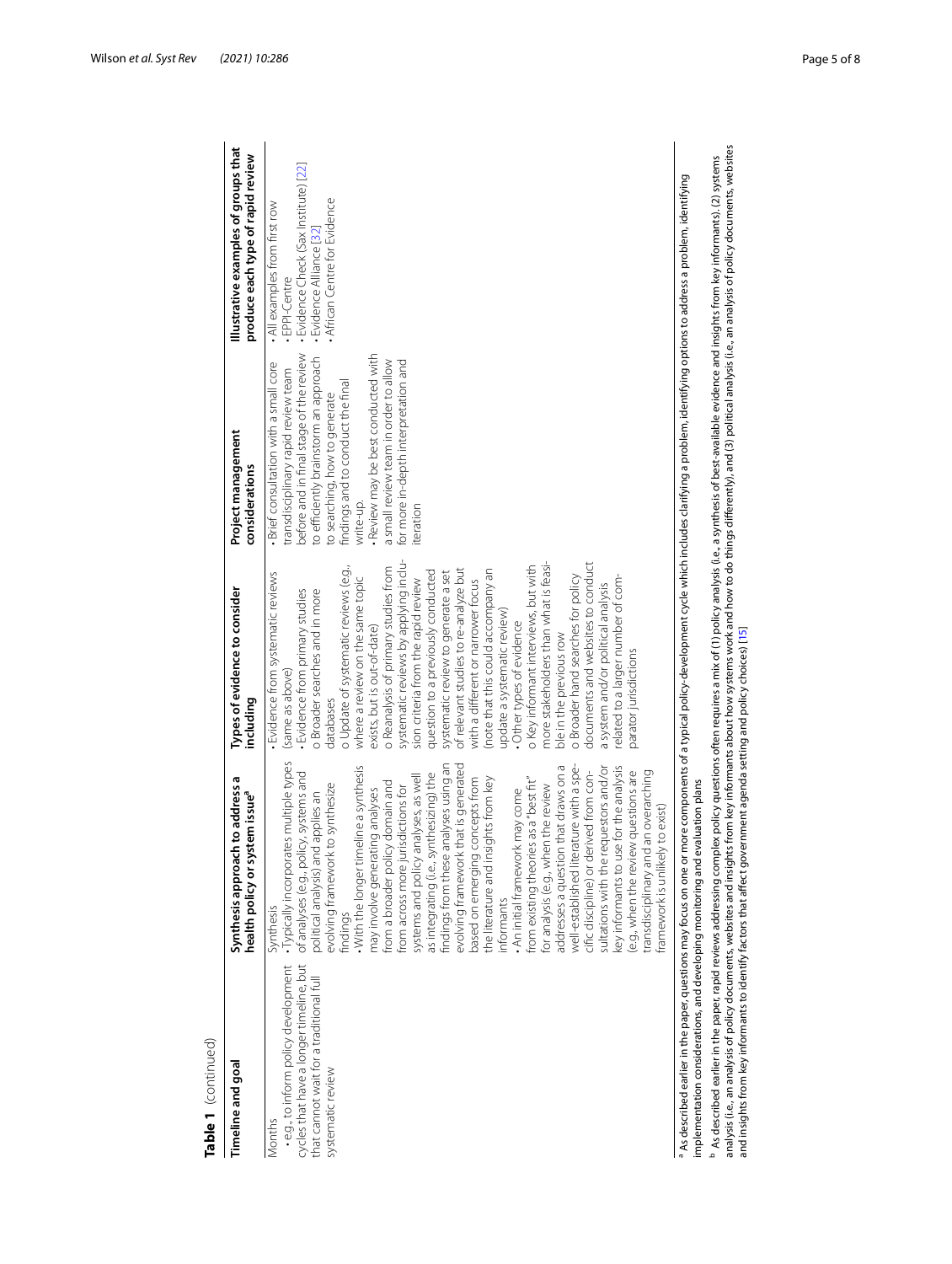**Table 1** (continued)

| Timeline and goal | Synthesis approach to address a health policy or system issue[a] | Types of evidence to consider including | Project management considerations | Illustrative examples of groups that produce each type of rapid review |
|---|---|---|---|---|
| Months<br>• e.g., to inform policy development cycles that have a longer timeline, but that cannot wait for a traditional full systematic review | Synthesis<br>• Typically incorporates multiple types of analyses (e.g., policy, systems and political analysis) and applies an evolving framework to synthesize findings<br>• With the longer timeline a synthesis may involve generating analyses from a broader policy domain and from across more jurisdictions for systems and policy analyses, as well as integrating (i.e., synthesizing) the findings from these analyses using an evolving framework that is generated based on emerging concepts from the literature and insights from key informants<br>• An initial framework may come from existing theories as a "best fit" for analysis (e.g., when the review addresses a question that draws on a well-established literature with a specific discipline) or derived from consultations with the requestors and/or key informants to use for the analysis (e.g., when the review questions are transdisciplinary and an overarching framework is unlikely to exist) | • Evidence from systematic reviews (same as above)<br>• Evidence from primary studies<br>o Broader searches and in more databases<br>o Update of systematic reviews (e.g., where a review on the same topic exists, but is out-of-date)<br>o Reanalysis of primary studies from systematic reviews by applying inclusion criteria from the rapid review question to a previously conducted systematic review to generate a set of relevant studies to re-analyze but with a different or narrower focus (note that this could accompany an update a systematic review)<br>• Other types of evidence<br>o Key informant interviews, but with more stakeholders than what is feasible in the previous row<br>o Broader hand searches for policy documents and websites to conduct a system and/or political analysis related to a larger number of comparator jurisdictions | • Brief consultation with a small core transdisciplinary rapid review team before and in final stage of the review to efficiently brainstorm an approach to searching, how to generate findings and to conduct the final write-up.<br>• Review may be best conducted with a small review team in order to allow for more in-depth interpretation and iteration | • All examples from first row<br>• EPPI-Centre<br>• Evidence Check (Sax Institute) [22]<br>• Evidence Alliance [32]<br>• African Centre for Evidence |

[a] As described earlier in the paper, questions may focus on one or more components of a typical policy-development cycle which includes clarifying a problem, identifying options to address a problem, identifying implementation considerations, and developing monitoring and evaluation plans

[b] As described earlier in the paper, rapid reviews addressing complex policy questions often requires a mix of (1) policy analysis (i.e., a synthesis of best-available evidence and insights from key informants), (2) systems analysis (i.e., an analysis of policy documents, websites and insights from key informants about how systems work and how to do things differently), and (3) political analysis (i.e., an analysis of policy documents, websites and insights from key informants to identify factors that affect government agenda setting and policy choices) [15]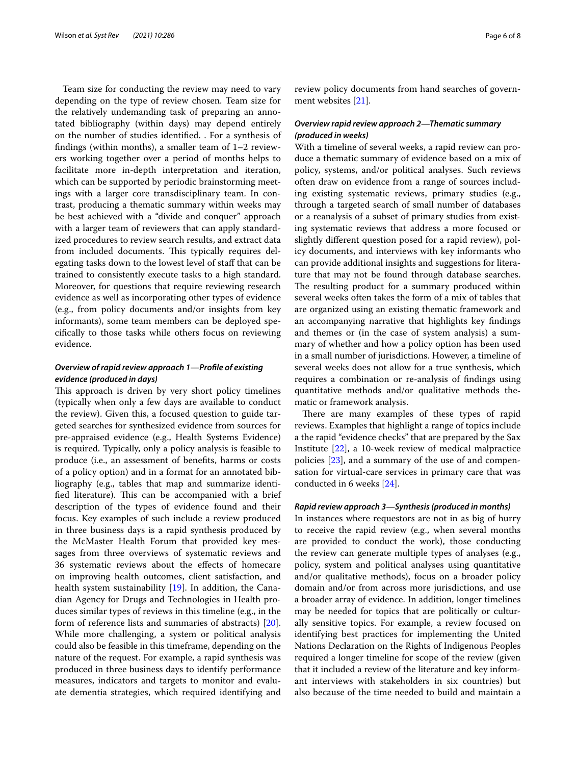Team size for conducting the review may need to vary depending on the type of review chosen. Team size for the relatively undemanding task of preparing an annotated bibliography (within days) may depend entirely on the number of studies identified. . For a synthesis of findings (within months), a smaller team of 1–2 reviewers working together over a period of months helps to facilitate more in-depth interpretation and iteration, which can be supported by periodic brainstorming meetings with a larger core transdisciplinary team. In contrast, producing a thematic summary within weeks may be best achieved with a "divide and conquer" approach with a larger team of reviewers that can apply standardized procedures to review search results, and extract data from included documents. This typically requires delegating tasks down to the lowest level of staff that can be trained to consistently execute tasks to a high standard. Moreover, for questions that require reviewing research evidence as well as incorporating other types of evidence (e.g., from policy documents and/or insights from key informants), some team members can be deployed specifically to those tasks while others focus on reviewing evidence.

### *Overview of rapid review approach 1—Profile of existing evidence (produced in days)*

This approach is driven by very short policy timelines (typically when only a few days are available to conduct the review). Given this, a focused question to guide targeted searches for synthesized evidence from sources for pre-appraised evidence (e.g., Health Systems Evidence) is required. Typically, only a policy analysis is feasible to produce (i.e., an assessment of benefits, harms or costs of a policy option) and in a format for an annotated bibliography (e.g., tables that map and summarize identified literature). This can be accompanied with a brief description of the types of evidence found and their focus. Key examples of such include a review produced in three business days is a rapid synthesis produced by the McMaster Health Forum that provided key messages from three overviews of systematic reviews and 36 systematic reviews about the effects of homecare on improving health outcomes, client satisfaction, and health system sustainability [19]. In addition, the Canadian Agency for Drugs and Technologies in Health produces similar types of reviews in this timeline (e.g., in the form of reference lists and summaries of abstracts) [20]. While more challenging, a system or political analysis could also be feasible in this timeframe, depending on the nature of the request. For example, a rapid synthesis was produced in three business days to identify performance measures, indicators and targets to monitor and evaluate dementia strategies, which required identifying and review policy documents from hand searches of government websites [21].

### *Overview rapid review approach 2—Thematic summary (produced in weeks)*

With a timeline of several weeks, a rapid review can produce a thematic summary of evidence based on a mix of policy, systems, and/or political analyses. Such reviews often draw on evidence from a range of sources including existing systematic reviews, primary studies (e.g., through a targeted search of small number of databases or a reanalysis of a subset of primary studies from existing systematic reviews that address a more focused or slightly different question posed for a rapid review), policy documents, and interviews with key informants who can provide additional insights and suggestions for literature that may not be found through database searches. The resulting product for a summary produced within several weeks often takes the form of a mix of tables that are organized using an existing thematic framework and an accompanying narrative that highlights key findings and themes or (in the case of system analysis) a summary of whether and how a policy option has been used in a small number of jurisdictions. However, a timeline of several weeks does not allow for a true synthesis, which requires a combination or re-analysis of findings using quantitative methods and/or qualitative methods thematic or framework analysis.

There are many examples of these types of rapid reviews. Examples that highlight a range of topics include a the rapid "evidence checks" that are prepared by the Sax Institute [22], a 10-week review of medical malpractice policies [23], and a summary of the use of and compensation for virtual-care services in primary care that was conducted in 6 weeks [24].

### *Rapid review approach 3—Synthesis (produced in months)*

In instances where requestors are not in as big of hurry to receive the rapid review (e.g., when several months are provided to conduct the work), those conducting the review can generate multiple types of analyses (e.g., policy, system and political analyses using quantitative and/or qualitative methods), focus on a broader policy domain and/or from across more jurisdictions, and use a broader array of evidence. In addition, longer timelines may be needed for topics that are politically or culturally sensitive topics. For example, a review focused on identifying best practices for implementing the United Nations Declaration on the Rights of Indigenous Peoples required a longer timeline for scope of the review (given that it included a review of the literature and key informant interviews with stakeholders in six countries) but also because of the time needed to build and maintain a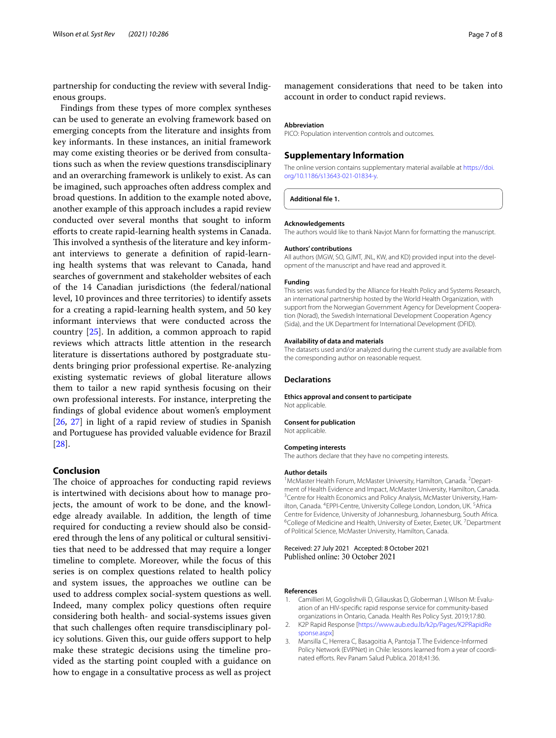partnership for conducting the review with several Indigenous groups.

Findings from these types of more complex syntheses can be used to generate an evolving framework based on emerging concepts from the literature and insights from key informants. In these instances, an initial framework may come existing theories or be derived from consultations such as when the review questions transdisciplinary and an overarching framework is unlikely to exist. As can be imagined, such approaches often address complex and broad questions. In addition to the example noted above, another example of this approach includes a rapid review conducted over several months that sought to inform efforts to create rapid-learning health systems in Canada. This involved a synthesis of the literature and key informant interviews to generate a definition of rapid-learning health systems that was relevant to Canada, hand searches of government and stakeholder websites of each of the 14 Canadian jurisdictions (the federal/national level, 10 provinces and three territories) to identify assets for a creating a rapid-learning health system, and 50 key informant interviews that were conducted across the country [25]. In addition, a common approach to rapid reviews which attracts little attention in the research literature is dissertations authored by postgraduate students bringing prior professional expertise. Re-analyzing existing systematic reviews of global literature allows them to tailor a new rapid synthesis focusing on their own professional interests. For instance, interpreting the findings of global evidence about women's employment [26, 27] in light of a rapid review of studies in Spanish and Portuguese has provided valuable evidence for Brazil [28].

## Conclusion

The choice of approaches for conducting rapid reviews is intertwined with decisions about how to manage projects, the amount of work to be done, and the knowledge already available. In addition, the length of time required for conducting a review should also be considered through the lens of any political or cultural sensitivities that need to be addressed that may require a longer timeline to complete. Moreover, while the focus of this series is on complex questions related to health policy and system issues, the approaches we outline can be used to address complex social-system questions as well. Indeed, many complex policy questions often require considering both health- and social-systems issues given that such challenges often require transdisciplinary policy solutions. Given this, our guide offers support to help make these strategic decisions using the timeline provided as the starting point coupled with a guidance on how to engage in a consultative process as well as project management considerations that need to be taken into account in order to conduct rapid reviews.

### Abbreviation

PICO: Population intervention controls and outcomes.

## Supplementary Information

The online version contains supplementary material available at https://doi.org/10.1186/s13643-021-01834-y.

**Additional file 1.**

### Acknowledgements

The authors would like to thank Navjot Mann for formatting the manuscript.

### Authors' contributions

All authors (MGW, SO, GJMT, JNL, KW, and KD) provided input into the development of the manuscript and have read and approved it.

### Funding

This series was funded by the Alliance for Health Policy and Systems Research, an international partnership hosted by the World Health Organization, with support from the Norwegian Government Agency for Development Cooperation (Norad), the Swedish International Development Cooperation Agency (Sida), and the UK Department for International Development (DFID).

### Availability of data and materials

The datasets used and/or analyzed during the current study are available from the corresponding author on reasonable request.

## Declarations

### Ethics approval and consent to participate

Not applicable.

### Consent for publication

Not applicable.

### Competing interests

The authors declare that they have no competing interests.

### Author details

[1]McMaster Health Forum, McMaster University, Hamilton, Canada. [2]Department of Health Evidence and Impact, McMaster University, Hamilton, Canada. [3]Centre for Health Economics and Policy Analysis, McMaster University, Hamilton, Canada. [4]EPPI-Centre, University College London, London, UK. [5]Africa Centre for Evidence, University of Johannesburg, Johannesburg, South Africa. [6]College of Medicine and Health, University of Exeter, Exeter, UK. [7]Department of Political Science, McMaster University, Hamilton, Canada.

Received: 27 July 2021 Accepted: 8 October 2021
Published online: 30 October 2021

### References

1. Camillieri M, Gogolishvili D, Giliauskas D, Globerman J, Wilson M: Evaluation of an HIV-specific rapid response service for community-based organizations in Ontario, Canada. Health Res Policy Syst. 2019;17:80.
2. K2P Rapid Response [https://www.aub.edu.lb/k2p/Pages/K2PRapidResponse.aspx]
3. Mansilla C, Herrera C, Basagoitia A, Pantoja T. The Evidence-Informed Policy Network (EVIPNet) in Chile: lessons learned from a year of coordinated efforts. Rev Panam Salud Publica. 2018;41:36.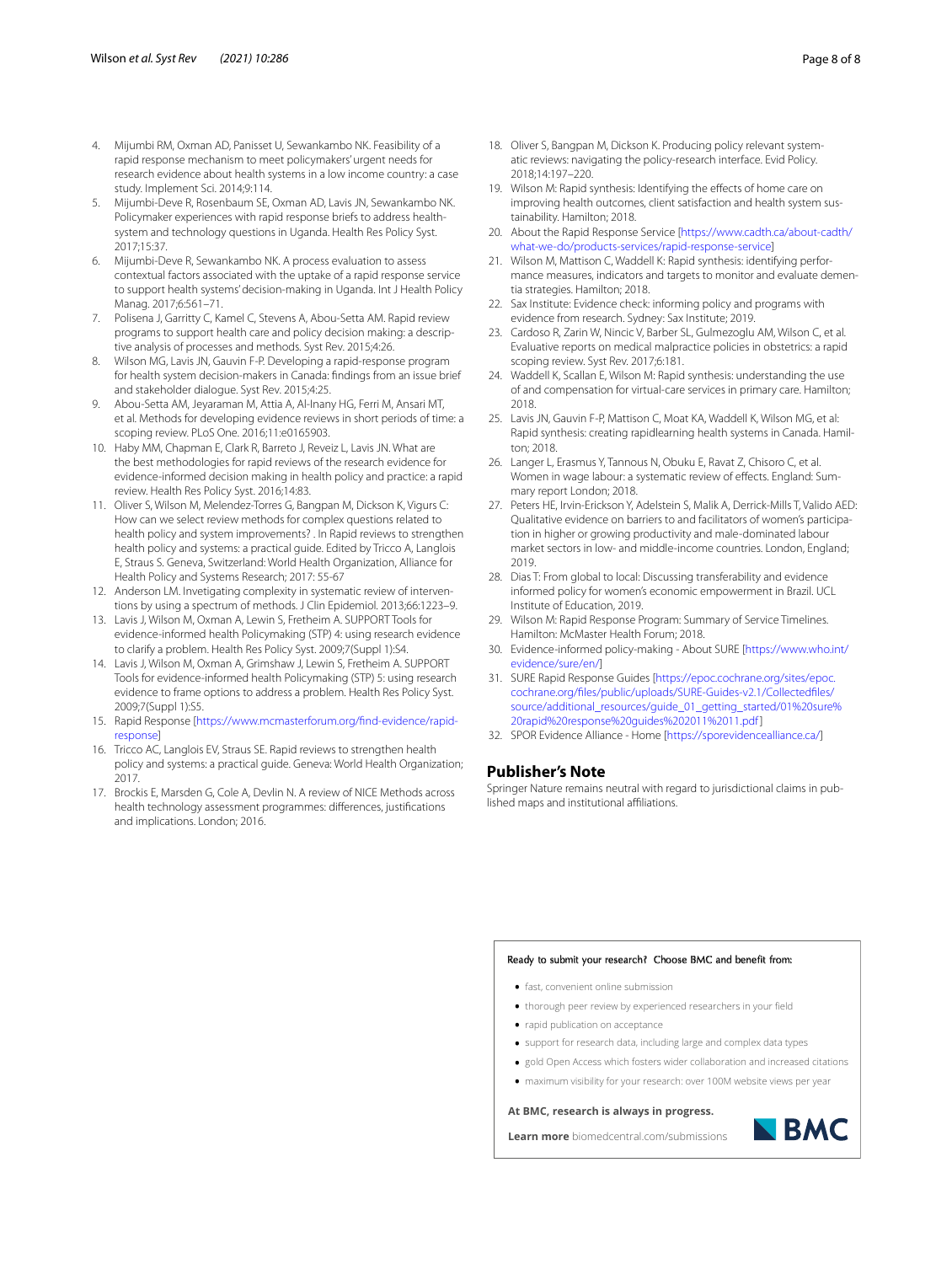4. Mijumbi RM, Oxman AD, Panisset U, Sewankambo NK. Feasibility of a rapid response mechanism to meet policymakers' urgent needs for research evidence about health systems in a low income country: a case study. Implement Sci. 2014;9:114.
5. Mijumbi-Deve R, Rosenbaum SE, Oxman AD, Lavis JN, Sewankambo NK. Policymaker experiences with rapid response briefs to address health-system and technology questions in Uganda. Health Res Policy Syst. 2017;15:37.
6. Mijumbi-Deve R, Sewankambo NK. A process evaluation to assess contextual factors associated with the uptake of a rapid response service to support health systems' decision-making in Uganda. Int J Health Policy Manag. 2017;6:561–71.
7. Polisena J, Garritty C, Kamel C, Stevens A, Abou-Setta AM. Rapid review programs to support health care and policy decision making: a descriptive analysis of processes and methods. Syst Rev. 2015;4:26.
8. Wilson MG, Lavis JN, Gauvin F-P. Developing a rapid-response program for health system decision-makers in Canada: findings from an issue brief and stakeholder dialogue. Syst Rev. 2015;4:25.
9. Abou-Setta AM, Jeyaraman M, Attia A, Al-Inany HG, Ferri M, Ansari MT, et al. Methods for developing evidence reviews in short periods of time: a scoping review. PLoS One. 2016;11:e0165903.
10. Haby MM, Chapman E, Clark R, Barreto J, Reveiz L, Lavis JN. What are the best methodologies for rapid reviews of the research evidence for evidence-informed decision making in health policy and practice: a rapid review. Health Res Policy Syst. 2016;14:83.
11. Oliver S, Wilson M, Melendez-Torres G, Bangpan M, Dickson K, Vigurs C: How can we select review methods for complex questions related to health policy and system improvements? . In Rapid reviews to strengthen health policy and systems: a practical guide. Edited by Tricco A, Langlois E, Straus S. Geneva, Switzerland: World Health Organization, Alliance for Health Policy and Systems Research; 2017: 55-67
12. Anderson LM. Investigating complexity in systematic review of interventions by using a spectrum of methods. J Clin Epidemiol. 2013;66:1223–9.
13. Lavis J, Wilson M, Oxman A, Lewin S, Fretheim A. SUPPORT Tools for evidence-informed health Policymaking (STP) 4: using research evidence to clarify a problem. Health Res Policy Syst. 2009;7(Suppl 1):S4.
14. Lavis J, Wilson M, Oxman A, Grimshaw J, Lewin S, Fretheim A. SUPPORT Tools for evidence-informed health Policymaking (STP) 5: using research evidence to frame options to address a problem. Health Res Policy Syst. 2009;7(Suppl 1):S5.
15. Rapid Response [https://www.mcmasterforum.org/find-evidence/rapid-response]
16. Tricco AC, Langlois EV, Straus SE. Rapid reviews to strengthen health policy and systems: a practical guide. Geneva: World Health Organization; 2017.
17. Brockis E, Marsden G, Cole A, Devlin N. A review of NICE Methods across health technology assessment programmes: differences, justifications and implications. London; 2016.
18. Oliver S, Bangpan M, Dickson K. Producing policy relevant systematic reviews: navigating the policy-research interface. Evid Policy. 2018;14:197–220.
19. Wilson M: Rapid synthesis: Identifying the effects of home care on improving health outcomes, client satisfaction and health system sustainability. Hamilton; 2018.
20. About the Rapid Response Service [https://www.cadth.ca/about-cadth/what-we-do/products-services/rapid-response-service]
21. Wilson M, Mattison C, Waddell K: Rapid synthesis: identifying performance measures, indicators and targets to monitor and evaluate dementia strategies. Hamilton; 2018.
22. Sax Institute: Evidence check: informing policy and programs with evidence from research. Sydney: Sax Institute; 2019.
23. Cardoso R, Zarin W, Nincic V, Barber SL, Gulmezoglu AM, Wilson C, et al. Evaluative reports on medical malpractice policies in obstetrics: a rapid scoping review. Syst Rev. 2017;6:181.
24. Waddell K, Scallan E, Wilson M: Rapid synthesis: understanding the use of and compensation for virtual-care services in primary care. Hamilton; 2018.
25. Lavis JN, Gauvin F-P, Mattison C, Moat KA, Waddell K, Wilson MG, et al: Rapid synthesis: creating rapidlearning health systems in Canada. Hamilton; 2018.
26. Langer L, Erasmus Y, Tannous N, Obuku E, Ravat Z, Chisoro C, et al. Women in wage labour: a systematic review of effects. England: Summary report London; 2018.
27. Peters HE, Irvin-Erickson Y, Adelstein S, Malik A, Derrick-Mills T, Valido AED: Qualitative evidence on barriers to and facilitators of women's participation in higher or growing productivity and male-dominated labour market sectors in low- and middle-income countries. London, England; 2019.
28. Dias T: From global to local: Discussing transferability and evidence informed policy for women's economic empowerment in Brazil. UCL Institute of Education, 2019.
29. Wilson M: Rapid Response Program: Summary of Service Timelines. Hamilton: McMaster Health Forum; 2018.
30. Evidence-informed policy-making - About SURE [https://www.who.int/evidence/sure/en/]
31. SURE Rapid Response Guides [https://epoc.cochrane.org/sites/epoc.cochrane.org/files/public/uploads/SURE-Guides-v2.1/Collectedfiles/source/additional_resources/guide_01_getting_started/01%20sure%20rapid%20response%20guides%202011%2011.pdf]
32. SPOR Evidence Alliance - Home [https://sporevidencealliance.ca/]

## Publisher's Note

Springer Nature remains neutral with regard to jurisdictional claims in published maps and institutional affiliations.

Ready to submit your research? Choose BMC and benefit from:

- fast, convenient online submission
- thorough peer review by experienced researchers in your field
- rapid publication on acceptance
- support for research data, including large and complex data types
- gold Open Access which fosters wider collaboration and increased citations
- maximum visibility for your research: over 100M website views per year

**At BMC, research is always in progress.**

**Learn more** biomedcentral.com/submissions

BMC